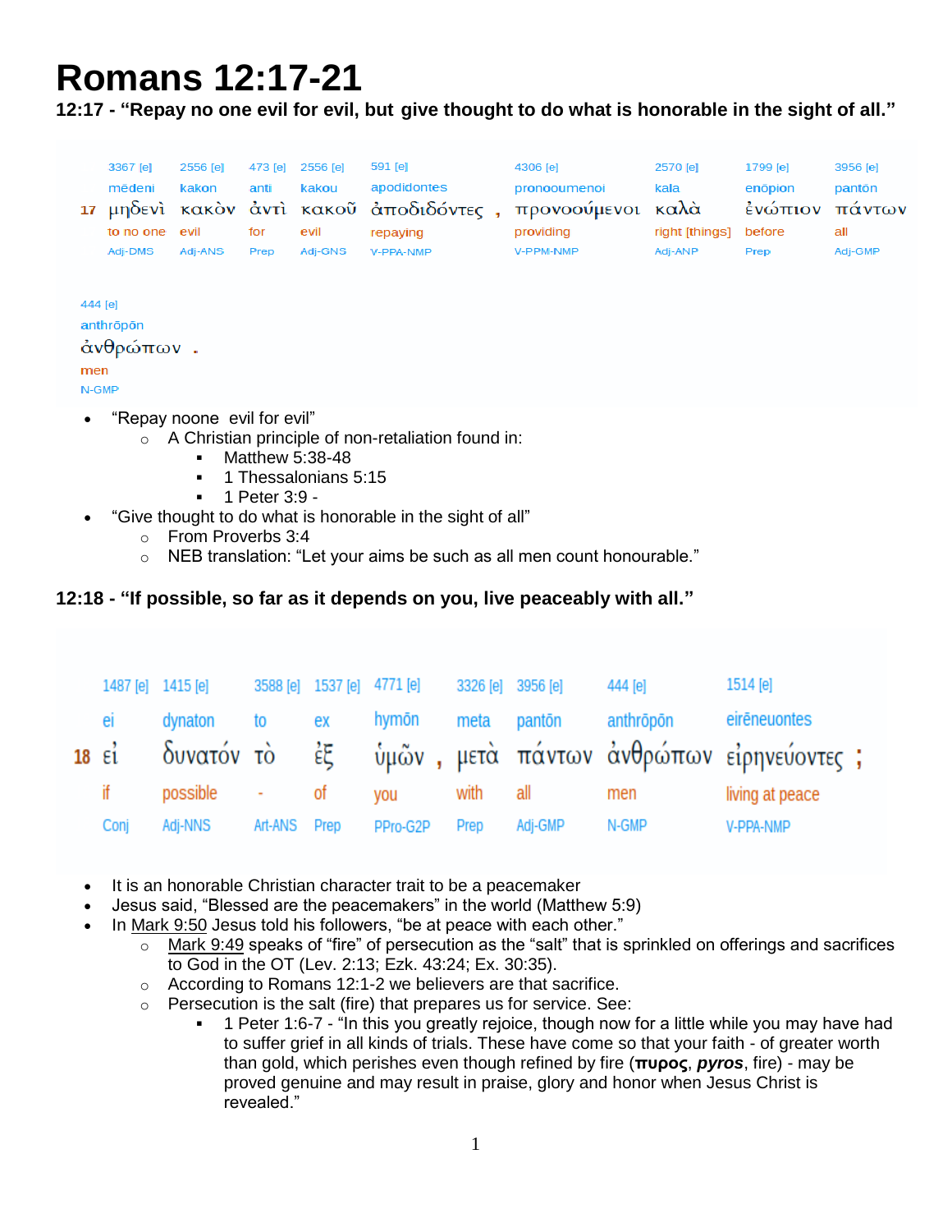# Romans 12:17-21

### 12:17 - "Repay no one evil for evil, but give thought to do what is honorable in the sight of all."

| | 3367 [e] | 2556 [e] | 473 [e] | 2556 [e] | 591 [e] | | 4306 [e] | 2570 [e] | 1799 [e] | 3956 [e] |
|---|---|---|---|---|---|---|---|---|---|---|
| | mēdeni | kakon | anti | kakou | apodidontes | | pronooumenoi | kala | enōpion | pantōn |
| 17 | μηδενὶ | κακὸν | ἀντὶ | κακοῦ | ἀποδιδόντες | , | προνοούμενοι | καλὰ | ἐνώπιον | πάντων |
| | to no one | evil | for | evil | repaying | | providing | right [things] | before | all |
| | Adj-DMS | Adj-ANS | Prep | Adj-GNS | V-PPA-NMP | | V-PPM-NMP | Adj-ANP | Prep | Adj-GMP |

| 444 [e] | |
|---|---|
| anthrōpōn | |
| ἀνθρώπων | . |
| men | |
| N-GMP | |

- "Repay noone evil for evil"
  - A Christian principle of non-retaliation found in:
    - Matthew 5:38-48
    - 1 Thessalonians 5:15
    - 1 Peter 3:9 -
- "Give thought to do what is honorable in the sight of all"
  - From Proverbs 3:4
  - NEB translation: "Let your aims be such as all men count honourable."

### 12:18 - "If possible, so far as it depends on you, live peaceably with all."

| | 1487 [e] | 1415 [e] | 3588 [e] | 1537 [e] | 4771 [e] | | 3326 [e] | 3956 [e] | 444 [e] | 1514 [e] | |
|---|---|---|---|---|---|---|---|---|---|---|---|
| | ei | dynaton | to | ex | hymōn | | meta | pantōn | anthrōpōn | eirēneuontes | |
| 18 | εἰ | δυνατόν | τὸ | ἐξ | ὑμῶν | , | μετὰ | πάντων | ἀνθρώπων | εἰρηνεύοντες | ; |
| | if | possible | - | of | you | | with | all | men | living at peace | |
| | Conj | Adj-NNS | Art-ANS | Prep | PPro-G2P | | Prep | Adj-GMP | N-GMP | V-PPA-NMP | |

- It is an honorable Christian character trait to be a peacemaker
- Jesus said, "Blessed are the peacemakers" in the world (Matthew 5:9)
- In Mark 9:50 Jesus told his followers, "be at peace with each other."
  - Mark 9:49 speaks of "fire" of persecution as the "salt" that is sprinkled on offerings and sacrifices to God in the OT (Lev. 2:13; Ezk. 43:24; Ex. 30:35).
  - According to Romans 12:1-2 we believers are that sacrifice.
  - Persecution is the salt (fire) that prepares us for service. See:
    - 1 Peter 1:6-7 - "In this you greatly rejoice, though now for a little while you may have had to suffer grief in all kinds of trials. These have come so that your faith - of greater worth than gold, which perishes even though refined by fire (**πυρος**, ***pyros***, fire) - may be proved genuine and may result in praise, glory and honor when Jesus Christ is revealed."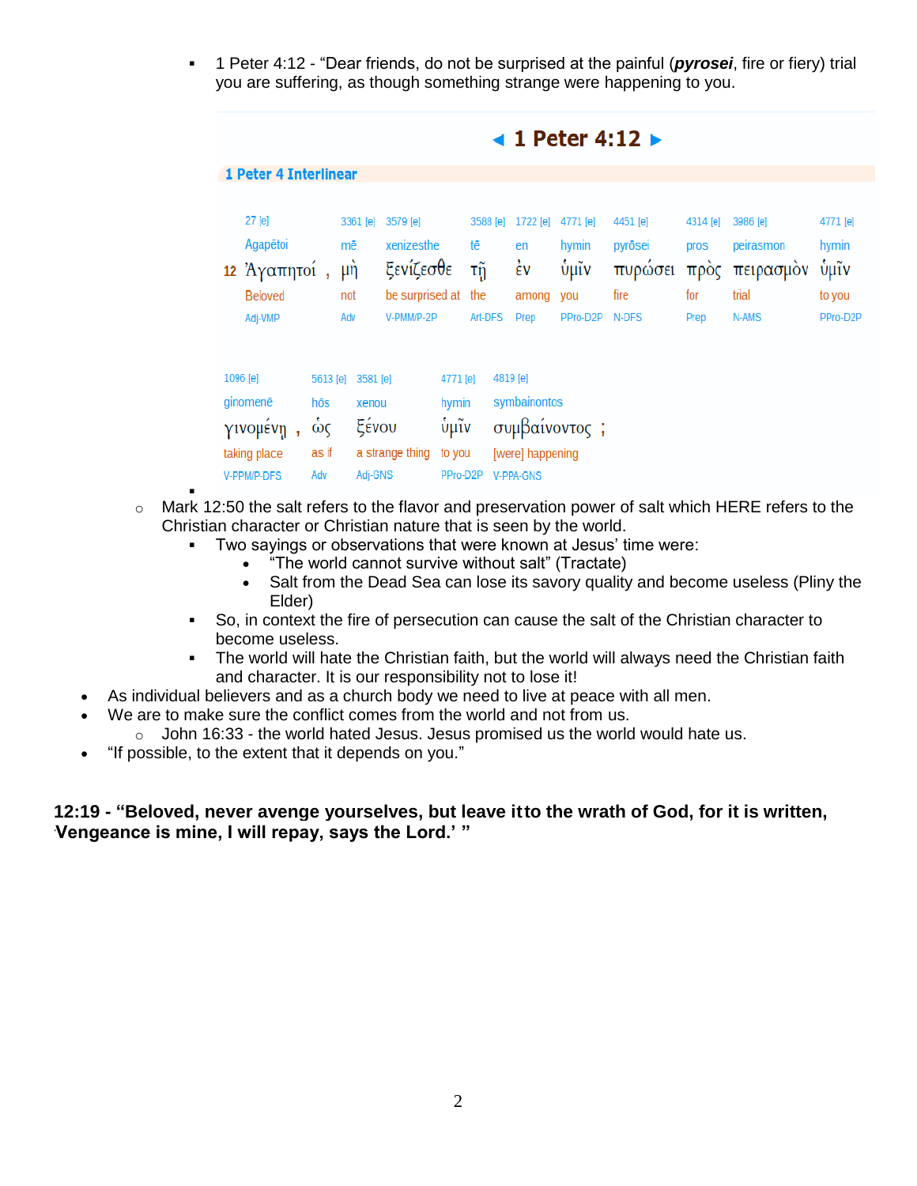- 1 Peter 4:12 - "Dear friends, do not be surprised at the painful (***pyrosei***, fire or fiery) trial you are suffering, as though something strange were happening to you."

**◄ 1 Peter 4:12 ►**

**1 Peter 4 Interlinear**

| | 27 [e] | | 3361 [e] | 3579 [e] | 3588 [e] | 1722 [e] | 4771 [e] | 4451 [e] | 4314 [e] | 3986 [e] | 4771 [e] |
|---|---|---|---|---|---|---|---|---|---|---|---|
| | Agapētoi | | mē | xenizesthe | tē | en | hymin | pyrōsei | pros | peirasmon | hymin |
| 12 | Ἀγαπητοί | , | μὴ | ξενίζεσθε | τῇ | ἐν | ὑμῖν | πυρώσει | πρὸς | πειρασμὸν | ὑμῖν |
| | Beloved | | not | be surprised at | the | among | you | fire | for | trial | to you |
| | Adj-VMP | | Adv | V-PMM/P-2P | Art-DFS | Prep | PPro-D2P | N-DFS | Prep | N-AMS | PPro-D2P |

| 1096 [e] | | 5613 [e] | 3581 [e] | 4771 [e] | 4819 [e] | |
|---|---|---|---|---|---|---|
| ginomenē | | hōs | xenou | hymin | symbainontos | |
| γινομένῃ | , | ὡς | ξένου | ὑμῖν | συμβαίνοντος | ; |
| taking place | | as if | a strange thing | to you | [were] happening | |
| V-PPM/P-DFS | | Adv | Adj-GNS | PPro-D2P | V-PPA-GNS | |

- Mark 12:50 the salt refers to the flavor and preservation power of salt which HERE refers to the Christian character or Christian nature that is seen by the world.
  - Two sayings or observations that were known at Jesus' time were:
    - "The world cannot survive without salt" (Tractate)
    - Salt from the Dead Sea can lose its savory quality and become useless (Pliny the Elder)
  - So, in context the fire of persecution can cause the salt of the Christian character to become useless.
  - The world will hate the Christian faith, but the world will always need the Christian faith and character. It is our responsibility not to lose it!

- As individual believers and as a church body we need to live at peace with all men.
- We are to make sure the conflict comes from the world and not from us.
  - John 16:33 - the world hated Jesus. Jesus promised us the world would hate us.
- "If possible, to the extent that it depends on you."

**12:19 - "Beloved, never avenge yourselves, but leave it to the wrath of God, for it is written, 'Vengeance is mine, I will repay, says the Lord.' "**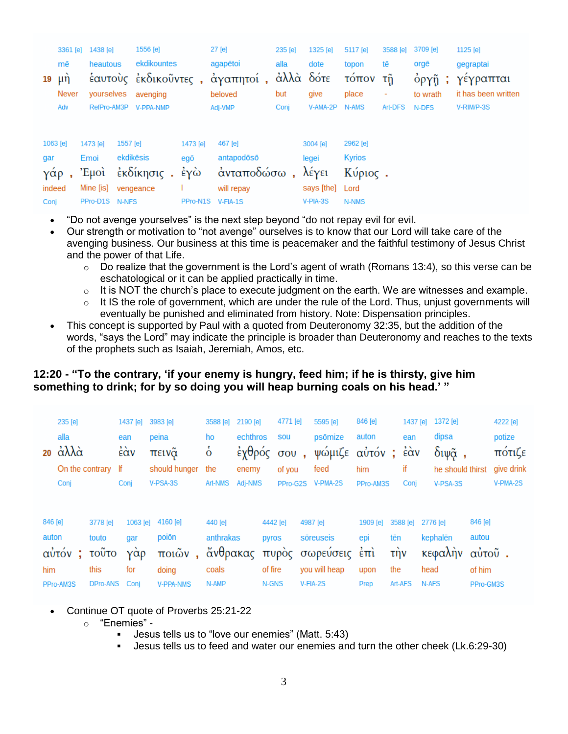| | 3361 [e] | 1438 [e] | 1556 [e] | 27 [e] | 235 [e] | 1325 [e] | 5117 [e] | 3588 [e] | 3709 [e] | 1125 [e] |
|---|---|---|---|---|---|---|---|---|---|---|
| | mē | heautous | ekdikountes | agapētoi | alla | dote | topon | tē | orgē | gegraptai |
| 19 | μὴ | ἑαυτοὺς | ἐκδικοῦντες , | ἀγαπητοί , | ἀλλὰ | δότε | τόπον | τῇ | ὀργῇ ; | γέγραπται |
| | Never | yourselves | avenging | beloved | but | give | place | - | to wrath | it has been written |
| | Adv | RefPro-AM3P | V-PPA-NMP | Adj-VMP | Conj | V-AMA-2P | N-AMS | Art-DFS | N-DFS | V-RIM/P-3S |

| 1063 [e] | 1473 [e] | 1557 [e] | 1473 [e] | 467 [e] | 3004 [e] | 2962 [e] |
|---|---|---|---|---|---|---|
| gar | Emoi | ekdikēsis | egō | antapodōsō | legei | Kyrios |
| γάρ , | Ἐμοὶ | ἐκδίκησις . | ἐγὼ | ἀνταποδώσω , | λέγει | Κύριος . |
| indeed | Mine [is] | vengeance | I | will repay | says [the] | Lord |
| Conj | PPro-D1S | N-NFS | PPro-N1S | V-FIA-1S | V-PIA-3S | N-NMS |

- “Do not avenge yourselves” is the next step beyond “do not repay evil for evil.
- Our strength or motivation to “not avenge” ourselves is to know that our Lord will take care of the avenging business. Our business at this time is peacemaker and the faithful testimony of Jesus Christ and the power of that Life.
  - Do realize that the government is the Lord’s agent of wrath (Romans 13:4), so this verse can be eschatological or it can be applied practically in time.
  - It is NOT the church’s place to execute judgment on the earth. We are witnesses and example.
  - It IS the role of government, which are under the rule of the Lord. Thus, unjust governments will eventually be punished and eliminated from history. Note: Dispensation principles.
- This concept is supported by Paul with a quoted from Deuteronomy 32:35, but the addition of the words, “says the Lord” may indicate the principle is broader than Deuteronomy and reaches to the texts of the prophets such as Isaiah, Jeremiah, Amos, etc.

### 12:20 - “To the contrary, ‘if your enemy is hungry, feed him; if he is thirsty, give him something to drink; for by so doing you will heap burning coals on his head.’ ”

| | 235 [e] | 1437 [e] | 3983 [e] | 3588 [e] | 2190 [e] | 4771 [e] | 5595 [e] | 846 [e] | 1437 [e] | 1372 [e] | 4222 [e] |
|---|---|---|---|---|---|---|---|---|---|---|---|
| | alla | ean | peina | ho | echthros | sou | psōmize | auton | ean | dipsa | potize |
| 20 | ἀλλὰ | ἐὰν | πεινᾷ | ὁ | ἐχθρός | σου , | ψώμιζε | αὐτόν ; | ἐὰν | διψᾷ , | πότιζε |
| | On the contrary | If | should hunger | the | enemy | of you | feed | him | if | he should thirst | give drink |
| | Conj | Conj | V-PSA-3S | Art-NMS | Adj-NMS | PPro-G2S | V-PMA-2S | PPro-AM3S | Conj | V-PSA-3S | V-PMA-2S |

| 846 [e] | 3778 [e] | 1063 [e] | 4160 [e] | 440 [e] | 4442 [e] | 4987 [e] | 1909 [e] | 3588 [e] | 2776 [e] | 846 [e] |
|---|---|---|---|---|---|---|---|---|---|---|
| auton | touto | gar | poiōn | anthrakas | pyros | sōreuseis | epi | tēn | kephalēn | autou |
| αὐτόν ; | τοῦτο | γὰρ | ποιῶν , | ἄνθρακας | πυρὸς | σωρεύσεις | ἐπὶ | τὴν | κεφαλὴν | αὐτοῦ . |
| him | this | for | doing | coals | of fire | you will heap | upon | the | head | of him |
| PPro-AM3S | DPro-ANS | Conj | V-PPA-NMS | N-AMP | N-GNS | V-FIA-2S | Prep | Art-AFS | N-AFS | PPro-GM3S |

- Continue OT quote of Proverbs 25:21-22
  - “Enemies” -
    - Jesus tells us to “love our enemies” (Matt. 5:43)
    - Jesus tells us to feed and water our enemies and turn the other cheek (Lk.6:29-30)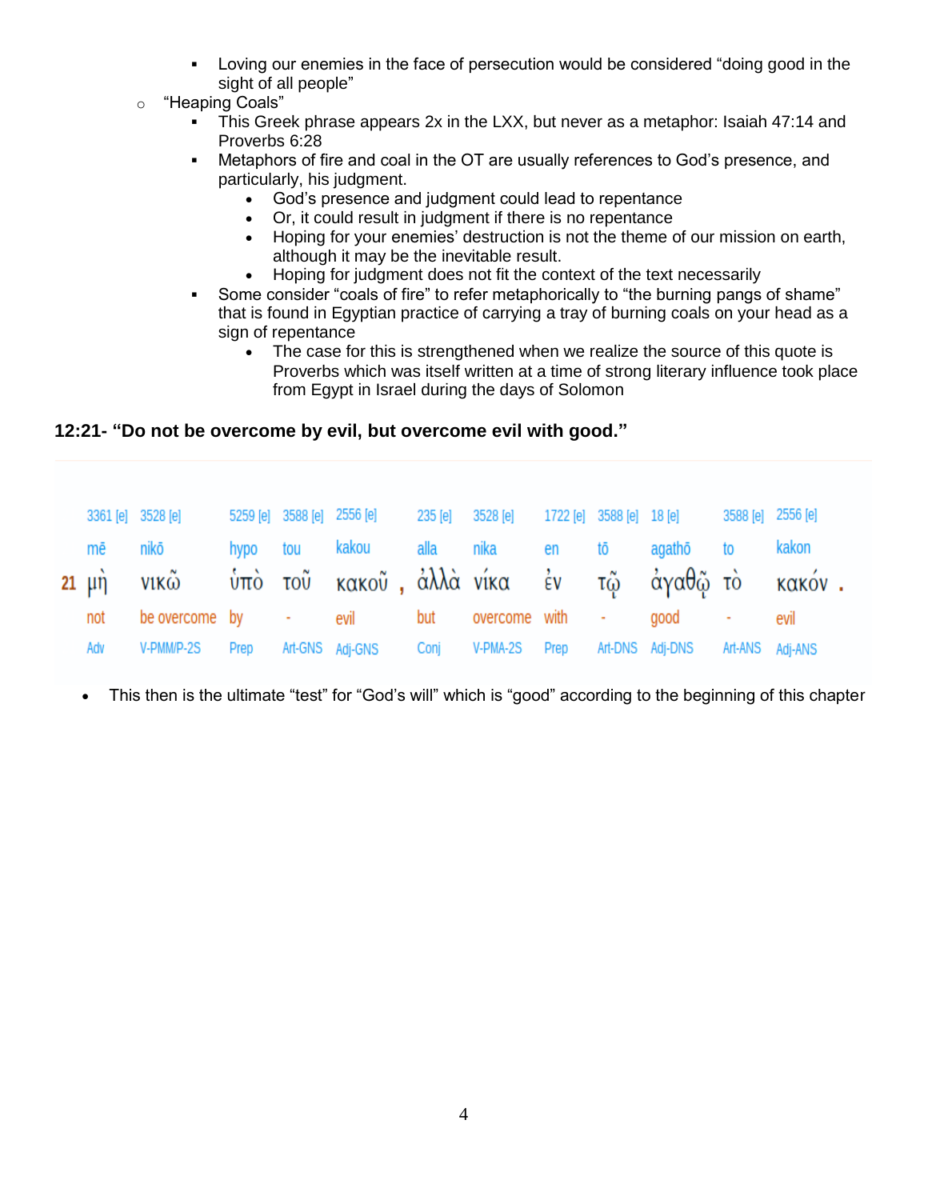- Loving our enemies in the face of persecution would be considered "doing good in the sight of all people"
- "Heaping Coals"
    - This Greek phrase appears 2x in the LXX, but never as a metaphor: Isaiah 47:14 and Proverbs 6:28
    - Metaphors of fire and coal in the OT are usually references to God's presence, and particularly, his judgment.
        - God's presence and judgment could lead to repentance
        - Or, it could result in judgment if there is no repentance
        - Hoping for your enemies' destruction is not the theme of our mission on earth, although it may be the inevitable result.
        - Hoping for judgment does not fit the context of the text necessarily
    - Some consider "coals of fire" to refer metaphorically to "the burning pangs of shame" that is found in Egyptian practice of carrying a tray of burning coals on your head as a sign of repentance
        - The case for this is strengthened when we realize the source of this quote is Proverbs which was itself written at a time of strong literary influence took place from Egypt in Israel during the days of Solomon

### 12:21- "Do not be overcome by evil, but overcome evil with good."

| | 3361 [e] | 3528 [e] | 5259 [e] | 3588 [e] | 2556 [e] | 235 [e] | 3528 [e] | 1722 [e] | 3588 [e] | 18 [e] | 3588 [e] | 2556 [e] |
|---|---|---|---|---|---|---|---|---|---|---|---|---|
| | mē | nikō | hypo | tou | kakou | alla | nika | en | tō | agathō | to | kakon |
| 21 | μὴ | νικῶ | ὑπὸ | τοῦ | κακοῦ , | ἀλλὰ | νίκα | ἐν | τῷ | ἀγαθῷ | τὸ | κακόν . |
| | not | be overcome | by | - | evil | but | overcome | with | - | good | - | evil |
| | Adv | V-PMM/P-2S | Prep | Art-GNS | Adj-GNS | Conj | V-PMA-2S | Prep | Art-DNS | Adj-DNS | Art-ANS | Adj-ANS |

- This then is the ultimate "test" for "God's will" which is "good" according to the beginning of this chapter